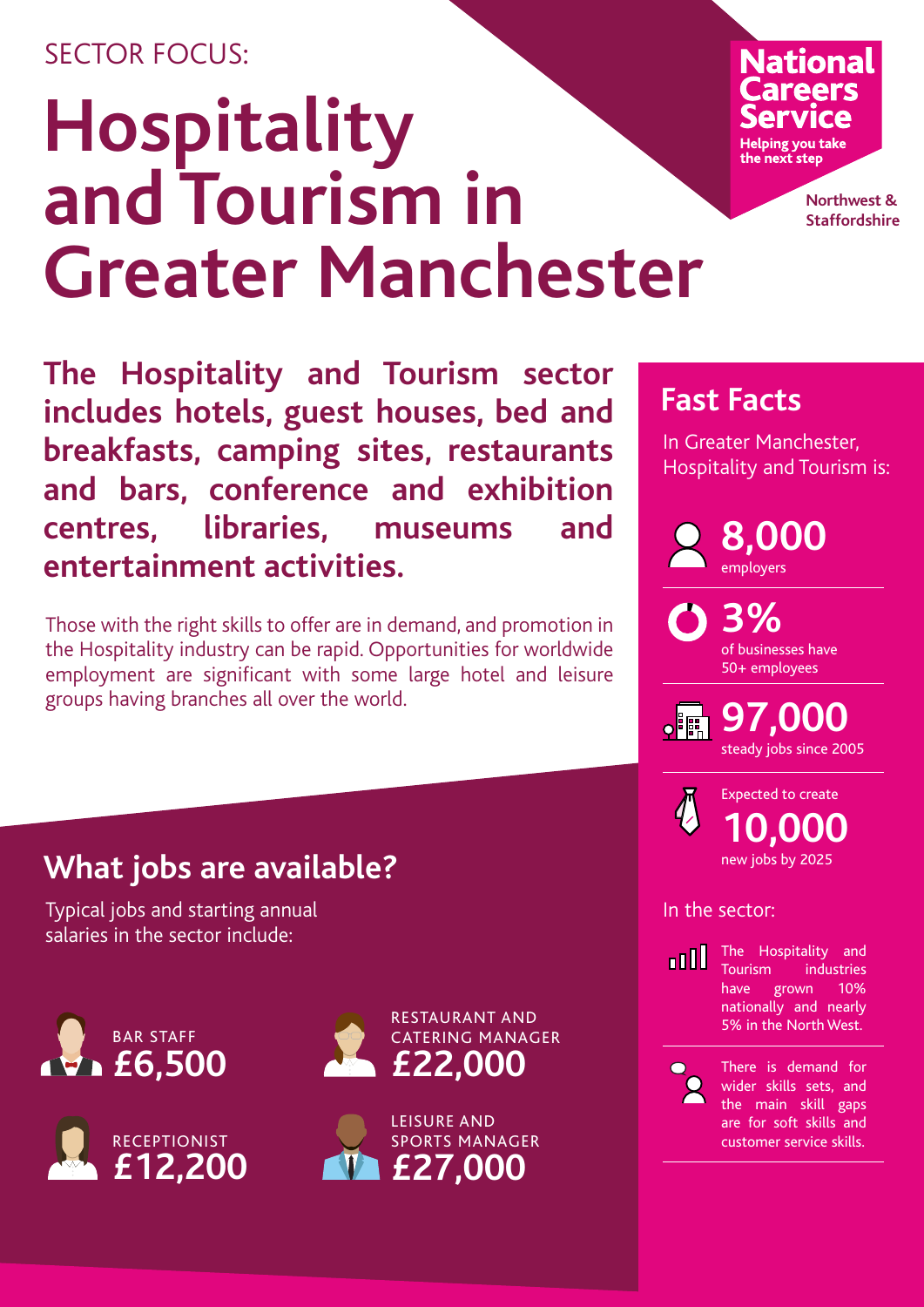SECTOR FOCUS:

# Hospitality and Tourism in Greater Manchester

National Careers Service
Helping you take the next step

Northwest & Staffordshire

**The Hospitality and Tourism sector includes hotels, guest houses, bed and breakfasts, camping sites, restaurants and bars, conference and exhibition centres, libraries, museums and entertainment activities.**

Those with the right skills to offer are in demand, and promotion in the Hospitality industry can be rapid. Opportunities for worldwide employment are significant with some large hotel and leisure groups having branches all over the world.

## What jobs are available?

Typical jobs and starting annual salaries in the sector include:

- BAR STAFF **£6,500**
- RESTAURANT AND CATERING MANAGER **£22,000**
- RECEPTIONIST **£12,200**
- LEISURE AND SPORTS MANAGER **£27,000**

## Fast Facts

In Greater Manchester, Hospitality and Tourism is:

- **8,000** employers
- **3%** of businesses have 50+ employees
- **97,000** steady jobs since 2005
- Expected to create **10,000** new jobs by 2025

In the sector:

- The Hospitality and Tourism industries have grown 10% nationally and nearly 5% in the North West.
- There is demand for wider skills sets, and the main skill gaps are for soft skills and customer service skills.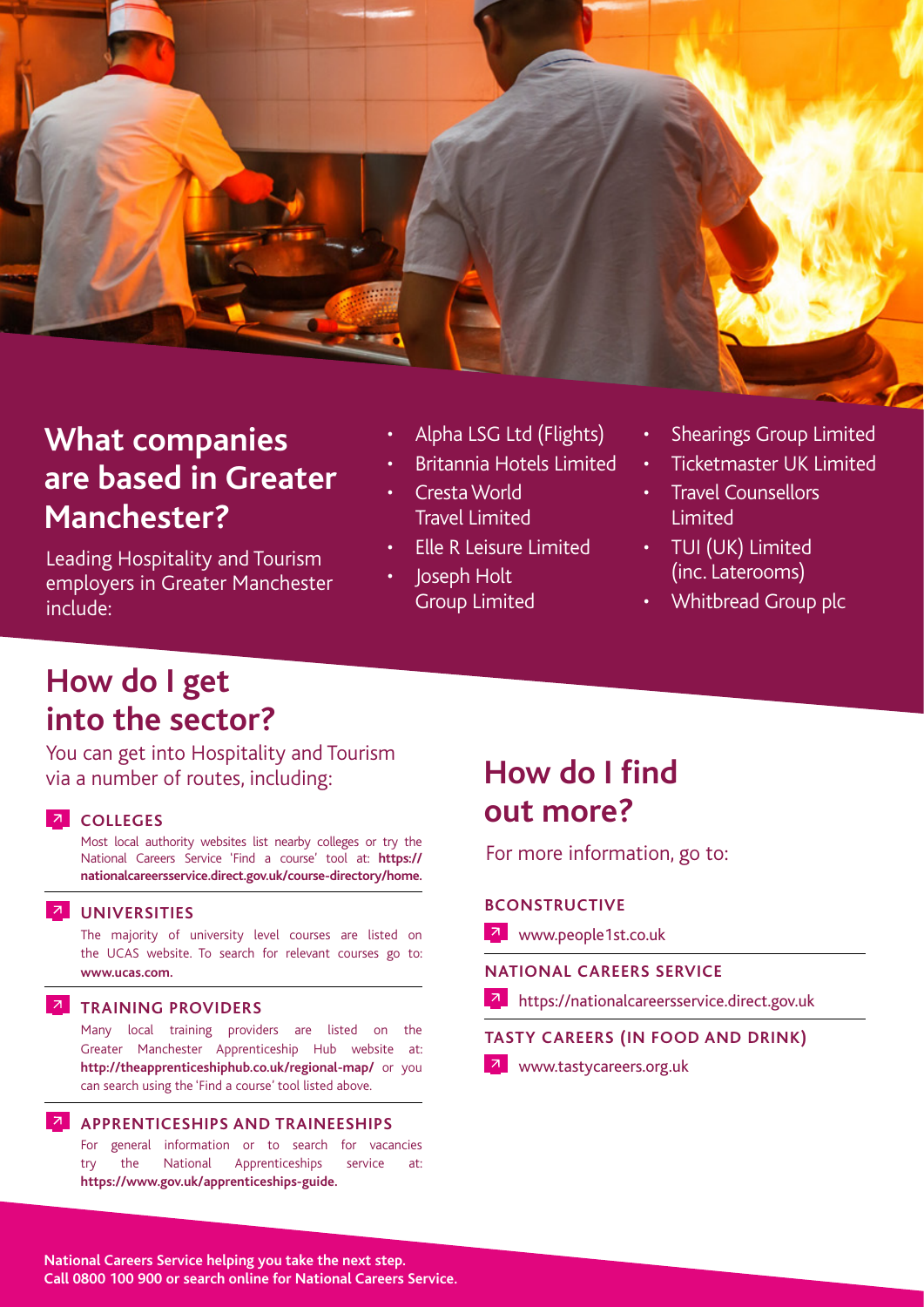## What companies are based in Greater Manchester?

Leading Hospitality and Tourism employers in Greater Manchester include:

- Alpha LSG Ltd (Flights)
- Britannia Hotels Limited
- Cresta World Travel Limited
- Elle R Leisure Limited
- Joseph Holt Group Limited
- Shearings Group Limited
- Ticketmaster UK Limited
- Travel Counsellors Limited
- TUI (UK) Limited (inc. Laterooms)
- Whitbread Group plc

## How do I get into the sector?

You can get into Hospitality and Tourism via a number of routes, including:

### COLLEGES

Most local authority websites list nearby colleges or try the National Careers Service 'Find a course' tool at: **https://nationalcareersservice.direct.gov.uk/course-directory/home.**

### UNIVERSITIES

The majority of university level courses are listed on the UCAS website. To search for relevant courses go to: **www.ucas.com.**

### TRAINING PROVIDERS

Many local training providers are listed on the Greater Manchester Apprenticeship Hub website at: **http://theapprenticeshiphub.co.uk/regional-map/** or you can search using the 'Find a course' tool listed above.

### APPRENTICESHIPS AND TRAINEESHIPS

For general information or to search for vacancies try the National Apprenticeships service at: **https://www.gov.uk/apprenticeships-guide.**

## How do I find out more?

For more information, go to:

### BCONSTRUCTIVE

www.people1st.co.uk

### NATIONAL CAREERS SERVICE

https://nationalcareersservice.direct.gov.uk

### TASTY CAREERS (IN FOOD AND DRINK)

www.tastycareers.org.uk

**National Careers Service helping you take the next step.**
**Call 0800 100 900 or search online for National Careers Service.**